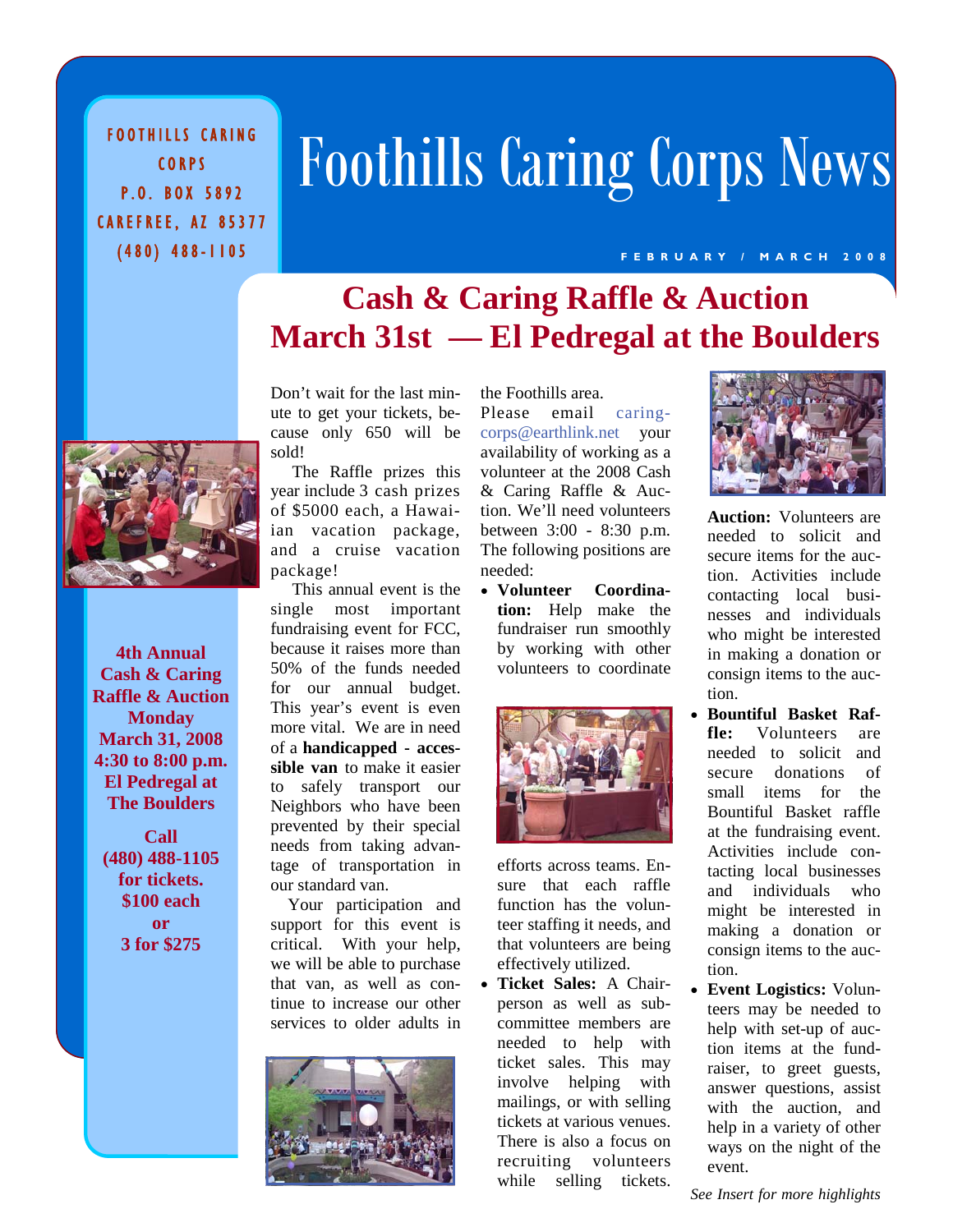FOODHILLS CARING CORPS
P.O. BOX 5892
CAREFREE, AZ 85377
(480) 488-1105

# Foothills Caring Corps News

FEBRUARY / MARCH 2008

## Cash & Caring Raffle & Auction March 31st — El Pedregal at the Boulders

**4th Annual Cash & Caring Raffle & Auction Monday March 31, 2008 4:30 to 8:00 p.m. El Pedregal at The Boulders**

**Call (480) 488-1105 for tickets. $100 each or 3 for $275**

Don't wait for the last minute to get your tickets, because only 650 will be sold!

The Raffle prizes this year include 3 cash prizes of $5000 each, a Hawaiian vacation package, and a cruise vacation package!

This annual event is the single most important fundraising event for FCC, because it raises more than 50% of the funds needed for our annual budget. This year's event is even more vital. We are in need of a **handicapped - accessible van** to make it easier to safely transport our Neighbors who have been prevented by their special needs from taking advantage of transportation in our standard van.

Your participation and support for this event is critical. With your help, we will be able to purchase that van, as well as continue to increase our other services to older adults in the Foothills area.

Please email caringcorps@earthlink.net your availability of working as a volunteer at the 2008 Cash & Caring Raffle & Auction. We'll need volunteers between 3:00 - 8:30 p.m. The following positions are needed:

- **Volunteer Coordination:** Help make the fundraiser run smoothly by working with other volunteers to coordinate efforts across teams. Ensure that each raffle function has the volunteer staffing it needs, and that volunteers are being effectively utilized.
- **Ticket Sales:** A Chairperson as well as subcommittee members are needed to help with ticket sales. This may involve helping with mailings, or with selling tickets at various venues. There is also a focus on recruiting volunteers while selling tickets.
- **Auction:** Volunteers are needed to solicit and secure items for the auction. Activities include contacting local businesses and individuals who might be interested in making a donation or consign items to the auction.
- **Bountiful Basket Raffle:** Volunteers are needed to solicit and secure donations of small items for the Bountiful Basket raffle at the fundraising event. Activities include contacting local businesses and individuals who might be interested in making a donation or consign items to the auction.
- **Event Logistics:** Volunteers may be needed to help with set-up of auction items at the fundraiser, to greet guests, answer questions, assist with the auction, and help in a variety of other ways on the night of the event.

*See Insert for more highlights*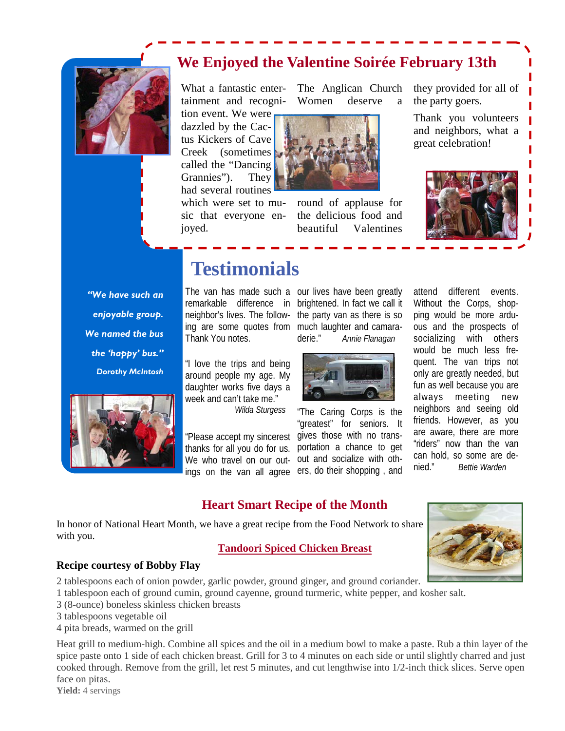## We Enjoyed the Valentine Soirée February 13th

What a fantastic entertainment and recognition event. We were dazzled by the Cactus Kickers of Cave Creek (sometimes called the "Dancing Grannies"). They had several routines which were set to music that everyone enjoyed.

The Anglican Church Women deserve a round of applause for the delicious food and beautiful Valentines they provided for all of the party goers.

Thank you volunteers and neighbors, what a great celebration!

# Testimonials

*"We have such an enjoyable group. We named the bus the 'happy' bus."*
*Dorothy McIntosh*

The van has made such a remarkable difference in neighbor's lives. The following are some quotes from Thank You notes.

"I love the trips and being around people my age. My daughter works five days a week and can't take me."
*Wilda Sturgess*

"Please accept my sincerest thanks for all you do for us. We who travel on our outings on the van all agree our lives have been greatly brightened. In fact we call it the party van as there is so much laughter and camaraderie."
*Annie Flanagan*

"The Caring Corps is the "greatest" for seniors. It gives those with no transportation a chance to get out and socialize with others, do their shopping , and attend different events. Without the Corps, shopping would be more arduous and the prospects of socializing with others would be much less frequent. The van trips not only are greatly needed, but fun as well because you are always meeting new neighbors and seeing old friends. However, as you are aware, there are more "riders" now than the van can hold, so some are denied."
*Bettie Warden*

## Heart Smart Recipe of the Month

In honor of National Heart Month, we have a great recipe from the Food Network to share with you.

### Tandoori Spiced Chicken Breast

**Recipe courtesy of Bobby Flay**

2 tablespoons each of onion powder, garlic powder, ground ginger, and ground coriander.
1 tablespoon each of ground cumin, ground cayenne, ground turmeric, white pepper, and kosher salt.
3 (8-ounce) boneless skinless chicken breasts
3 tablespoons vegetable oil
4 pita breads, warmed on the grill

Heat grill to medium-high. Combine all spices and the oil in a medium bowl to make a paste. Rub a thin layer of the spice paste onto 1 side of each chicken breast. Grill for 3 to 4 minutes on each side or until slightly charred and just cooked through. Remove from the grill, let rest 5 minutes, and cut lengthwise into 1/2-inch thick slices. Serve open face on pitas.

**Yield:** 4 servings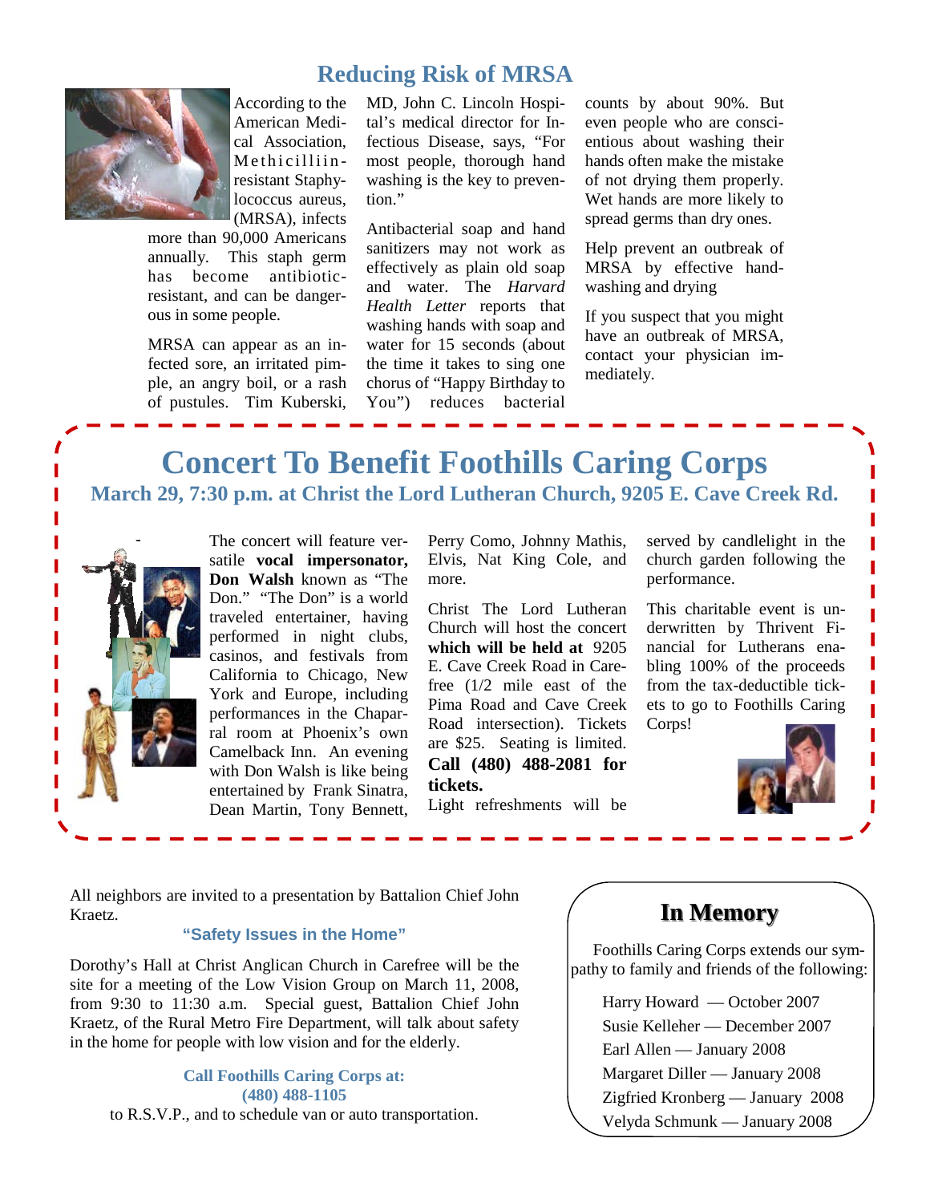## Reducing Risk of MRSA

According to the American Medical Association, Methicilliin-resistant Staphylococcus aureus, (MRSA), infects more than 90,000 Americans annually. This staph germ has become antibiotic-resistant, and can be dangerous in some people.

MRSA can appear as an infected sore, an irritated pimple, an angry boil, or a rash of pustules. Tim Kuberski, MD, John C. Lincoln Hospital's medical director for Infectious Disease, says, "For most people, thorough hand washing is the key to prevention."

Antibacterial soap and hand sanitizers may not work as effectively as plain old soap and water. The *Harvard Health Letter* reports that washing hands with soap and water for 15 seconds (about the time it takes to sing one chorus of "Happy Birthday to You") reduces bacterial counts by about 90%. But even people who are conscientious about washing their hands often make the mistake of not drying them properly. Wet hands are more likely to spread germs than dry ones.

Help prevent an outbreak of MRSA by effective hand-washing and drying

If you suspect that you might have an outbreak of MRSA, contact your physician immediately.

## Concert To Benefit Foothills Caring Corps

### March 29, 7:30 p.m. at Christ the Lord Lutheran Church, 9205 E. Cave Creek Rd.

The concert will feature versatile **vocal impersonator, Don Walsh** known as "The Don." "The Don" is a world traveled entertainer, having performed in night clubs, casinos, and festivals from California to Chicago, New York and Europe, including performances in the Chaparral room at Phoenix's own Camelback Inn. An evening with Don Walsh is like being entertained by Frank Sinatra, Dean Martin, Tony Bennett, Perry Como, Johnny Mathis, Elvis, Nat King Cole, and more.

Christ The Lord Lutheran Church will host the concert **which will be held at** 9205 E. Cave Creek Road in Carefree (1/2 mile east of the Pima Road and Cave Creek Road intersection). Tickets are $25. Seating is limited. **Call (480) 488-2081 for tickets.**

Light refreshments will be served by candlelight in the church garden following the performance.

This charitable event is underwritten by Thrivent Financial for Lutherans enabling 100% of the proceeds from the tax-deductible tickets to go to Foothills Caring Corps!

All neighbors are invited to a presentation by Battalion Chief John Kraetz.

**"Safety Issues in the Home"**

Dorothy's Hall at Christ Anglican Church in Carefree will be the site for a meeting of the Low Vision Group on March 11, 2008, from 9:30 to 11:30 a.m. Special guest, Battalion Chief John Kraetz, of the Rural Metro Fire Department, will talk about safety in the home for people with low vision and for the elderly.

**Call Foothills Caring Corps at:**
**(480) 488-1105**
to R.S.V.P., and to schedule van or auto transportation.

## In Memory

Foothills Caring Corps extends our sympathy to family and friends of the following:

- Harry Howard — October 2007
- Susie Kelleher — December 2007
- Earl Allen — January 2008
- Margaret Diller — January 2008
- Zigfried Kronberg — January 2008
- Velyda Schmunk — January 2008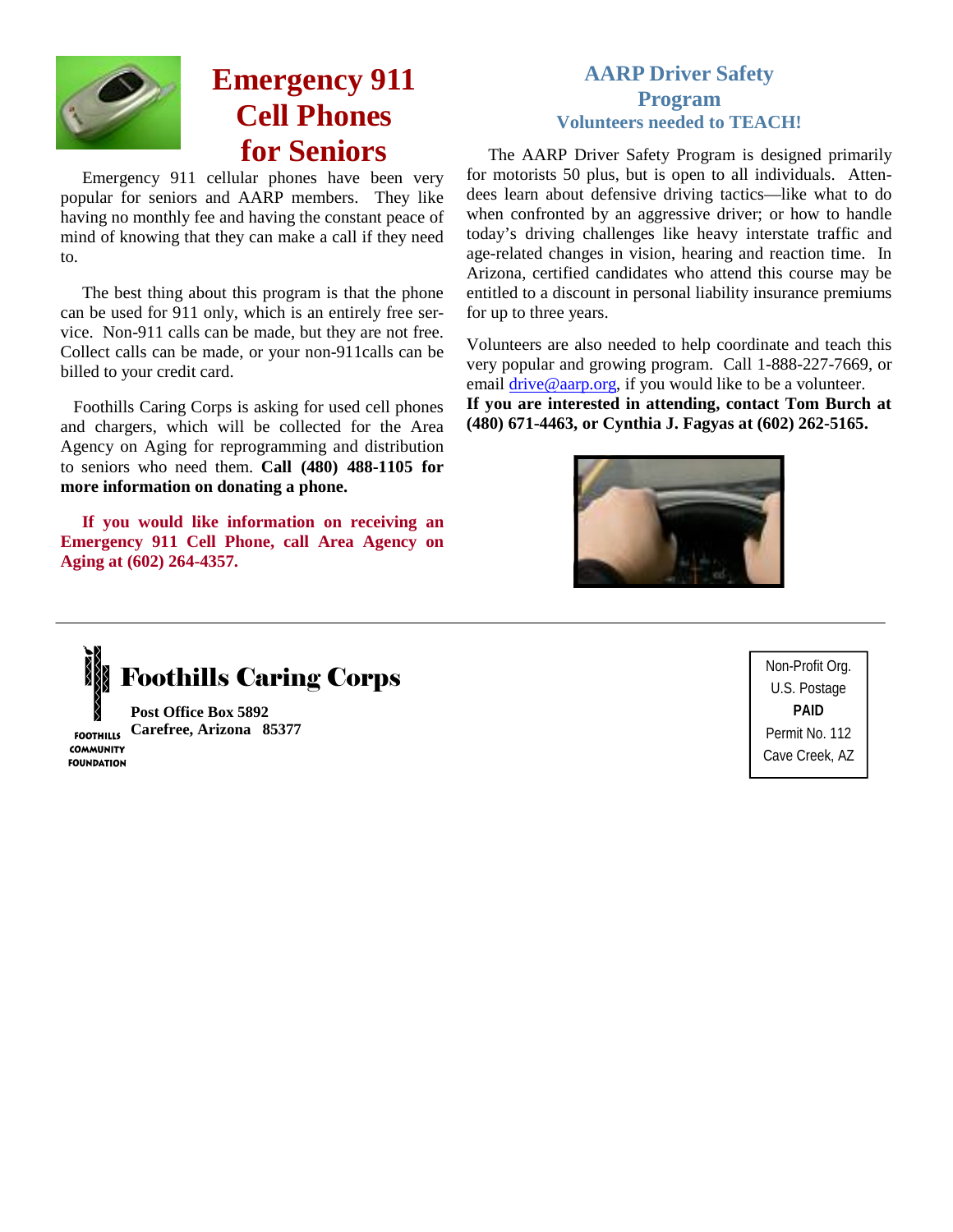## Emergency 911 Cell Phones for Seniors

Emergency 911 cellular phones have been very popular for seniors and AARP members. They like having no monthly fee and having the constant peace of mind of knowing that they can make a call if they need to.

The best thing about this program is that the phone can be used for 911 only, which is an entirely free service. Non-911 calls can be made, but they are not free. Collect calls can be made, or your non-911calls can be billed to your credit card.

Foothills Caring Corps is asking for used cell phones and chargers, which will be collected for the Area Agency on Aging for reprogramming and distribution to seniors who need them. **Call (480) 488-1105 for more information on donating a phone.**

**If you would like information on receiving an Emergency 911 Cell Phone, call Area Agency on Aging at (602) 264-4357.**

## AARP Driver Safety Program

### Volunteers needed to TEACH!

The AARP Driver Safety Program is designed primarily for motorists 50 plus, but is open to all individuals. Attendees learn about defensive driving tactics—like what to do when confronted by an aggressive driver; or how to handle today's driving challenges like heavy interstate traffic and age-related changes in vision, hearing and reaction time. In Arizona, certified candidates who attend this course may be entitled to a discount in personal liability insurance premiums for up to three years.

Volunteers are also needed to help coordinate and teach this very popular and growing program. Call 1-888-227-7669, or email drive@aarp.org, if you would like to be a volunteer.

**If you are interested in attending, contact Tom Burch at (480) 671-4463, or Cynthia J. Fagyas at (602) 262-5165.**

---

**Foothills Caring Corps**

FOOTHILLS COMMUNITY FOUNDATION

**Post Office Box 5892**
**Carefree, Arizona 85377**

Non-Profit Org.
U.S. Postage
**PAID**
Permit No. 112
Cave Creek, AZ